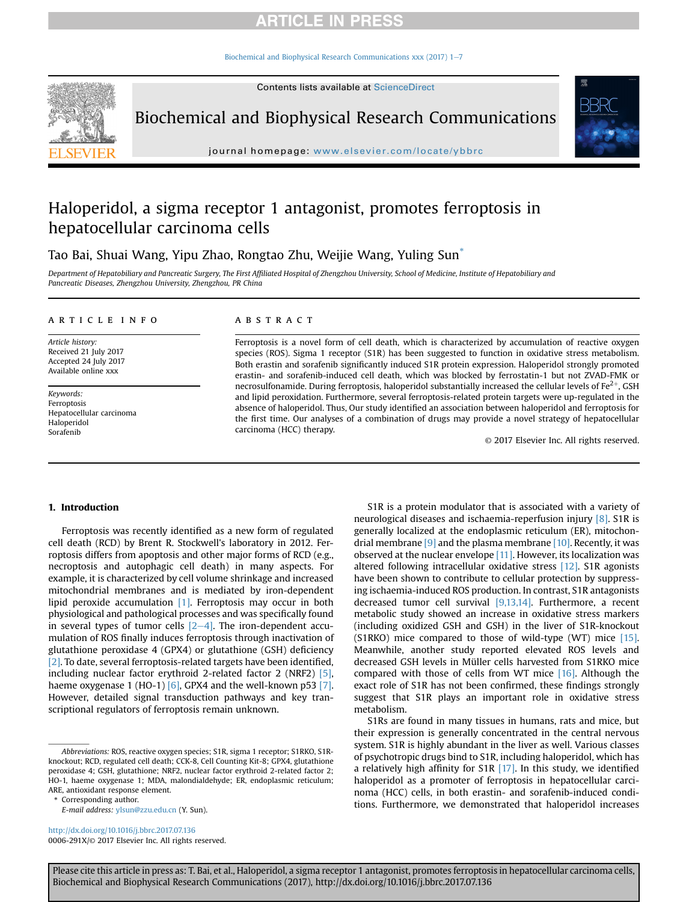# Haloperidol, a sigma receptor 1 antagonist, promotes ferroptosis in hepatocellular carcinoma cells

Tao Bai, Shuai Wang, Yipu Zhao, Rongtao Zhu, Weijie Wang, Yuling Sun*

*Department of Hepatobiliary and Pancreatic Surgery, The First Affiliated Hospital of Zhengzhou University, School of Medicine, Institute of Hepatobiliary and Pancreatic Diseases, Zhengzhou University, Zhengzhou, PR China*

## ARTICLE INFO

*Article history:*
Received 21 July 2017
Accepted 24 July 2017
Available online xxx

*Keywords:*
Ferroptosis
Hepatocellular carcinoma
Haloperidol
Sorafenib

## ABSTRACT

Ferroptosis is a novel form of cell death, which is characterized by accumulation of reactive oxygen species (ROS). Sigma 1 receptor (S1R) has been suggested to function in oxidative stress metabolism. Both erastin and sorafenib significantly induced S1R protein expression. Haloperidol strongly promoted erastin- and sorafenib-induced cell death, which was blocked by ferrostatin-1 but not ZVAD-FMK or necrosulfonamide. During ferroptosis, haloperidol substantially increased the cellular levels of $Fe^{2+}$, GSH and lipid peroxidation. Furthermore, several ferroptosis-related protein targets were up-regulated in the absence of haloperidol. Thus, Our study identified an association between haloperidol and ferroptosis for the first time. Our analyses of a combination of drugs may provide a novel strategy of hepatocellular carcinoma (HCC) therapy.

© 2017 Elsevier Inc. All rights reserved.

## 1. Introduction

Ferroptosis was recently identified as a new form of regulated cell death (RCD) by Brent R. Stockwell's laboratory in 2012. Ferroptosis differs from apoptosis and other major forms of RCD (e.g., necroptosis and autophagic cell death) in many aspects. For example, it is characterized by cell volume shrinkage and increased mitochondrial membranes and is mediated by iron-dependent lipid peroxide accumulation [1]. Ferroptosis may occur in both physiological and pathological processes and was specifically found in several types of tumor cells [2–4]. The iron-dependent accumulation of ROS finally induces ferroptosis through inactivation of glutathione peroxidase 4 (GPX4) or glutathione (GSH) deficiency [2]. To date, several ferroptosis-related targets have been identified, including nuclear factor erythroid 2-related factor 2 (NRF2) [5], haeme oxygenase 1 (HO-1) [6], GPX4 and the well-known p53 [7]. However, detailed signal transduction pathways and key transcriptional regulators of ferroptosis remain unknown.

S1R is a protein modulator that is associated with a variety of neurological diseases and ischaemia-reperfusion injury [8]. S1R is generally localized at the endoplasmic reticulum (ER), mitochondrial membrane [9] and the plasma membrane [10]. Recently, it was observed at the nuclear envelope [11]. However, its localization was altered following intracellular oxidative stress [12]. S1R agonists have been shown to contribute to cellular protection by suppressing ischaemia-induced ROS production. In contrast, S1R antagonists decreased tumor cell survival [9,13,14]. Furthermore, a recent metabolic study showed an increase in oxidative stress markers (including oxidized GSH and GSH) in the liver of S1R-knockout (S1RKO) mice compared to those of wild-type (WT) mice [15]. Meanwhile, another study reported elevated ROS levels and decreased GSH levels in Müller cells harvested from S1RKO mice compared with those of cells from WT mice [16]. Although the exact role of S1R has not been confirmed, these findings strongly suggest that S1R plays an important role in oxidative stress metabolism.

S1Rs are found in many tissues in humans, rats and mice, but their expression is generally concentrated in the central nervous system. S1R is highly abundant in the liver as well. Various classes of psychotropic drugs bind to S1R, including haloperidol, which has a relatively high affinity for S1R [17]. In this study, we identified haloperidol as a promoter of ferroptosis in hepatocellular carcinoma (HCC) cells, in both erastin- and sorafenib-induced conditions. Furthermore, we demonstrated that haloperidol increases

---

*Abbreviations:* ROS, reactive oxygen species; S1R, sigma 1 receptor; S1RKO, S1R-knockout; RCD, regulated cell death; CCK-8, Cell Counting Kit-8; GPX4, glutathione peroxidase 4; GSH, glutathione; NRF2, nuclear factor erythroid 2-related factor 2; HO-1, haeme oxygenase 1; MDA, malondialdehyde; ER, endoplasmic reticulum; ARE, antioxidant response element.

\* Corresponding author.
*E-mail address:* ylsun@zzu.edu.cn (Y. Sun).

http://dx.doi.org/10.1016/j.bbrc.2017.07.136
0006-291X/© 2017 Elsevier Inc. All rights reserved.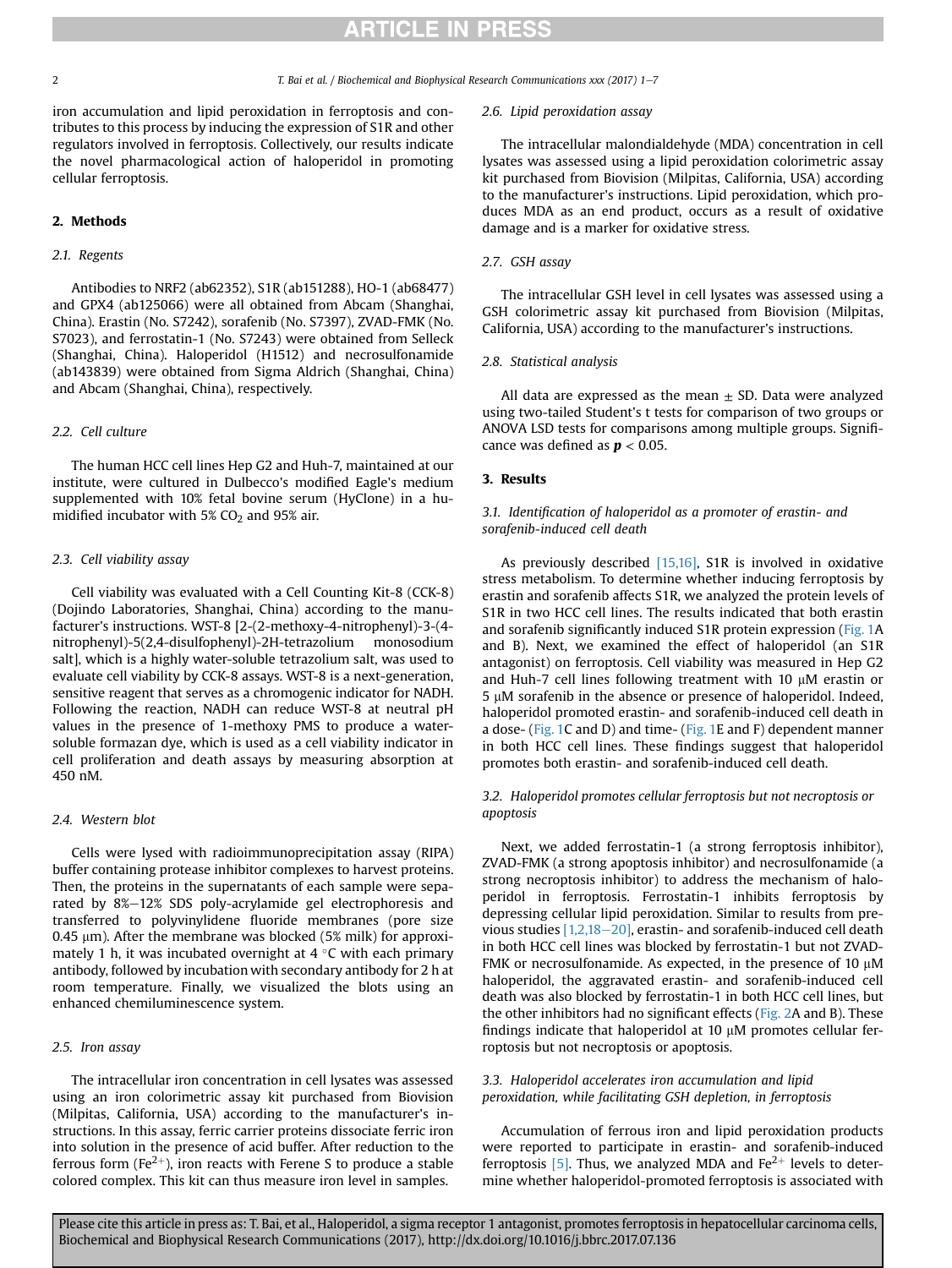iron accumulation and lipid peroxidation in ferroptosis and contributes to this process by inducing the expression of S1R and other regulators involved in ferroptosis. Collectively, our results indicate the novel pharmacological action of haloperidol in promoting cellular ferroptosis.

## 2. Methods

### 2.1. Regents

Antibodies to NRF2 (ab62352), S1R (ab151288), HO-1 (ab68477) and GPX4 (ab125066) were all obtained from Abcam (Shanghai, China). Erastin (No. S7242), sorafenib (No. S7397), ZVAD-FMK (No. S7023), and ferrostatin-1 (No. S7243) were obtained from Selleck (Shanghai, China). Haloperidol (H1512) and necrosulfonamide (ab143839) were obtained from Sigma Aldrich (Shanghai, China) and Abcam (Shanghai, China), respectively.

### 2.2. Cell culture

The human HCC cell lines Hep G2 and Huh-7, maintained at our institute, were cultured in Dulbecco's modified Eagle's medium supplemented with 10% fetal bovine serum (HyClone) in a humidified incubator with 5% $CO_2$ and 95% air.

### 2.3. Cell viability assay

Cell viability was evaluated with a Cell Counting Kit-8 (CCK-8) (Dojindo Laboratories, Shanghai, China) according to the manufacturer's instructions. WST-8 [2-(2-methoxy-4-nitrophenyl)-3-(4-nitrophenyl)-5(2,4-disulfophenyl)-2H-tetrazolium monosodium salt], which is a highly water-soluble tetrazolium salt, was used to evaluate cell viability by CCK-8 assays. WST-8 is a next-generation, sensitive reagent that serves as a chromogenic indicator for NADH. Following the reaction, NADH can reduce WST-8 at neutral pH values in the presence of 1-methoxy PMS to produce a water-soluble formazan dye, which is used as a cell viability indicator in cell proliferation and death assays by measuring absorption at 450 nM.

### 2.4. Western blot

Cells were lysed with radioimmunoprecipitation assay (RIPA) buffer containing protease inhibitor complexes to harvest proteins. Then, the proteins in the supernatants of each sample were separated by 8%–12% SDS poly-acrylamide gel electrophoresis and transferred to polyvinylidene fluoride membranes (pore size 0.45 μm). After the membrane was blocked (5% milk) for approximately 1 h, it was incubated overnight at 4 °C with each primary antibody, followed by incubation with secondary antibody for 2 h at room temperature. Finally, we visualized the blots using an enhanced chemiluminescence system.

### 2.5. Iron assay

The intracellular iron concentration in cell lysates was assessed using an iron colorimetric assay kit purchased from Biovision (Milpitas, California, USA) according to the manufacturer's instructions. In this assay, ferric carrier proteins dissociate ferric iron into solution in the presence of acid buffer. After reduction to the ferrous form ($Fe^{2+}$), iron reacts with Ferene S to produce a stable colored complex. This kit can thus measure iron level in samples.

### 2.6. Lipid peroxidation assay

The intracellular malondialdehyde (MDA) concentration in cell lysates was assessed using a lipid peroxidation colorimetric assay kit purchased from Biovision (Milpitas, California, USA) according to the manufacturer's instructions. Lipid peroxidation, which produces MDA as an end product, occurs as a result of oxidative damage and is a marker for oxidative stress.

### 2.7. GSH assay

The intracellular GSH level in cell lysates was assessed using a GSH colorimetric assay kit purchased from Biovision (Milpitas, California, USA) according to the manufacturer's instructions.

### 2.8. Statistical analysis

All data are expressed as the mean ± SD. Data were analyzed using two-tailed Student's t tests for comparison of two groups or ANOVA LSD tests for comparisons among multiple groups. Significance was defined as $p < 0.05$.

## 3. Results

### 3.1. Identification of haloperidol as a promoter of erastin- and sorafenib-induced cell death

As previously described [15,16], S1R is involved in oxidative stress metabolism. To determine whether inducing ferroptosis by erastin and sorafenib affects S1R, we analyzed the protein levels of S1R in two HCC cell lines. The results indicated that both erastin and sorafenib significantly induced S1R protein expression (Fig. 1A and B). Next, we examined the effect of haloperidol (an S1R antagonist) on ferroptosis. Cell viability was measured in Hep G2 and Huh-7 cell lines following treatment with 10 μM erastin or 5 μM sorafenib in the absence or presence of haloperidol. Indeed, haloperidol promoted erastin- and sorafenib-induced cell death in a dose- (Fig. 1C and D) and time- (Fig. 1E and F) dependent manner in both HCC cell lines. These findings suggest that haloperidol promotes both erastin- and sorafenib-induced cell death.

### 3.2. Haloperidol promotes cellular ferroptosis but not necroptosis or apoptosis

Next, we added ferrostatin-1 (a strong ferroptosis inhibitor), ZVAD-FMK (a strong apoptosis inhibitor) and necrosulfonamide (a strong necroptosis inhibitor) to address the mechanism of haloperidol in ferroptosis. Ferrostatin-1 inhibits ferroptosis by depressing cellular lipid peroxidation. Similar to results from previous studies [1,2,18–20], erastin- and sorafenib-induced cell death in both HCC cell lines was blocked by ferrostatin-1 but not ZVAD-FMK or necrosulfonamide. As expected, in the presence of 10 μM haloperidol, the aggravated erastin- and sorafenib-induced cell death was also blocked by ferrostatin-1 in both HCC cell lines, but the other inhibitors had no significant effects (Fig. 2A and B). These findings indicate that haloperidol at 10 μM promotes cellular ferroptosis but not necroptosis or apoptosis.

### 3.3. Haloperidol accelerates iron accumulation and lipid peroxidation, while facilitating GSH depletion, in ferroptosis

Accumulation of ferrous iron and lipid peroxidation products were reported to participate in erastin- and sorafenib-induced ferroptosis [5]. Thus, we analyzed MDA and $Fe^{2+}$ levels to determine whether haloperidol-promoted ferroptosis is associated with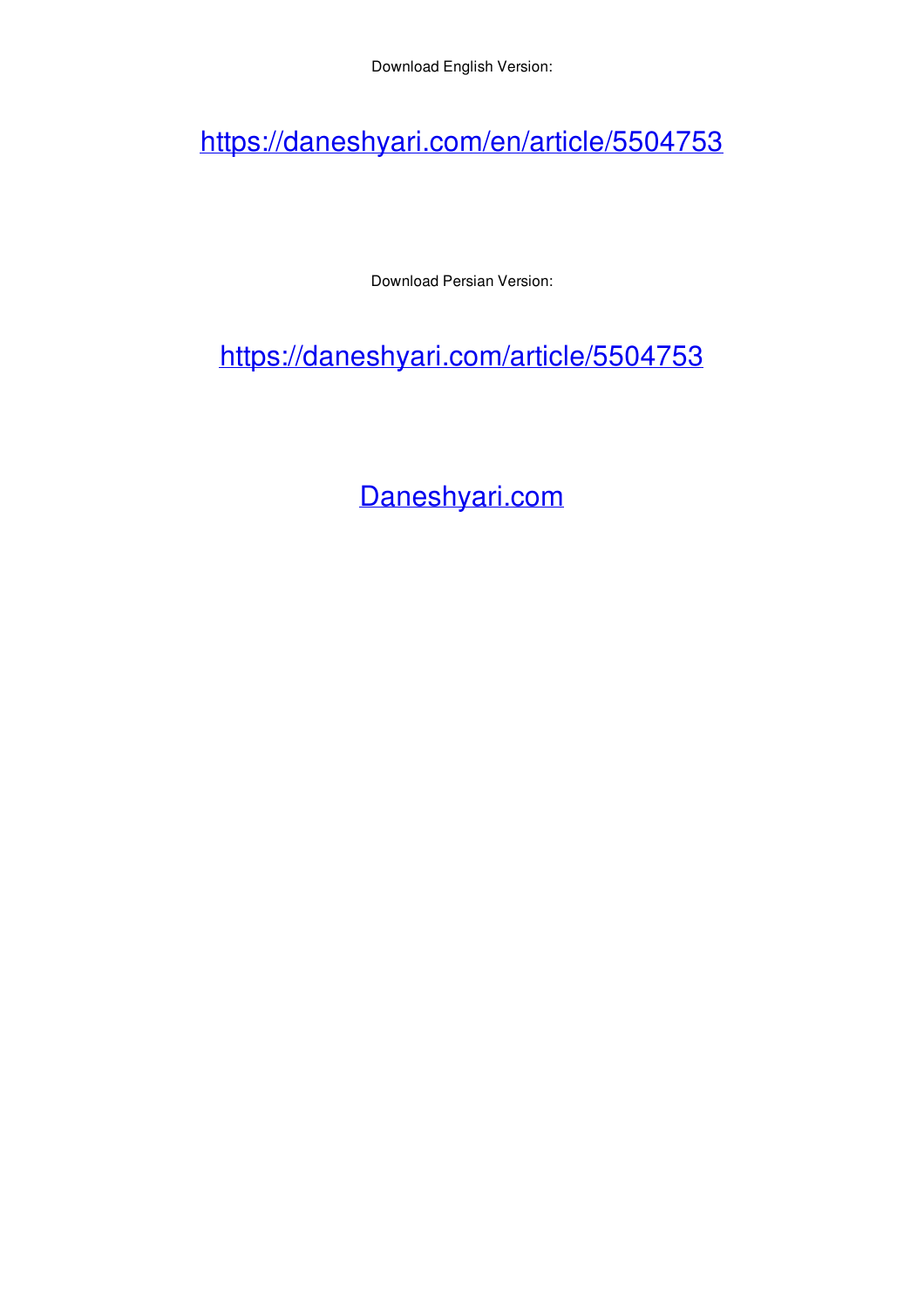Download English Version:

https://daneshyari.com/en/article/5504753

Download Persian Version:

https://daneshyari.com/article/5504753

Daneshyari.com